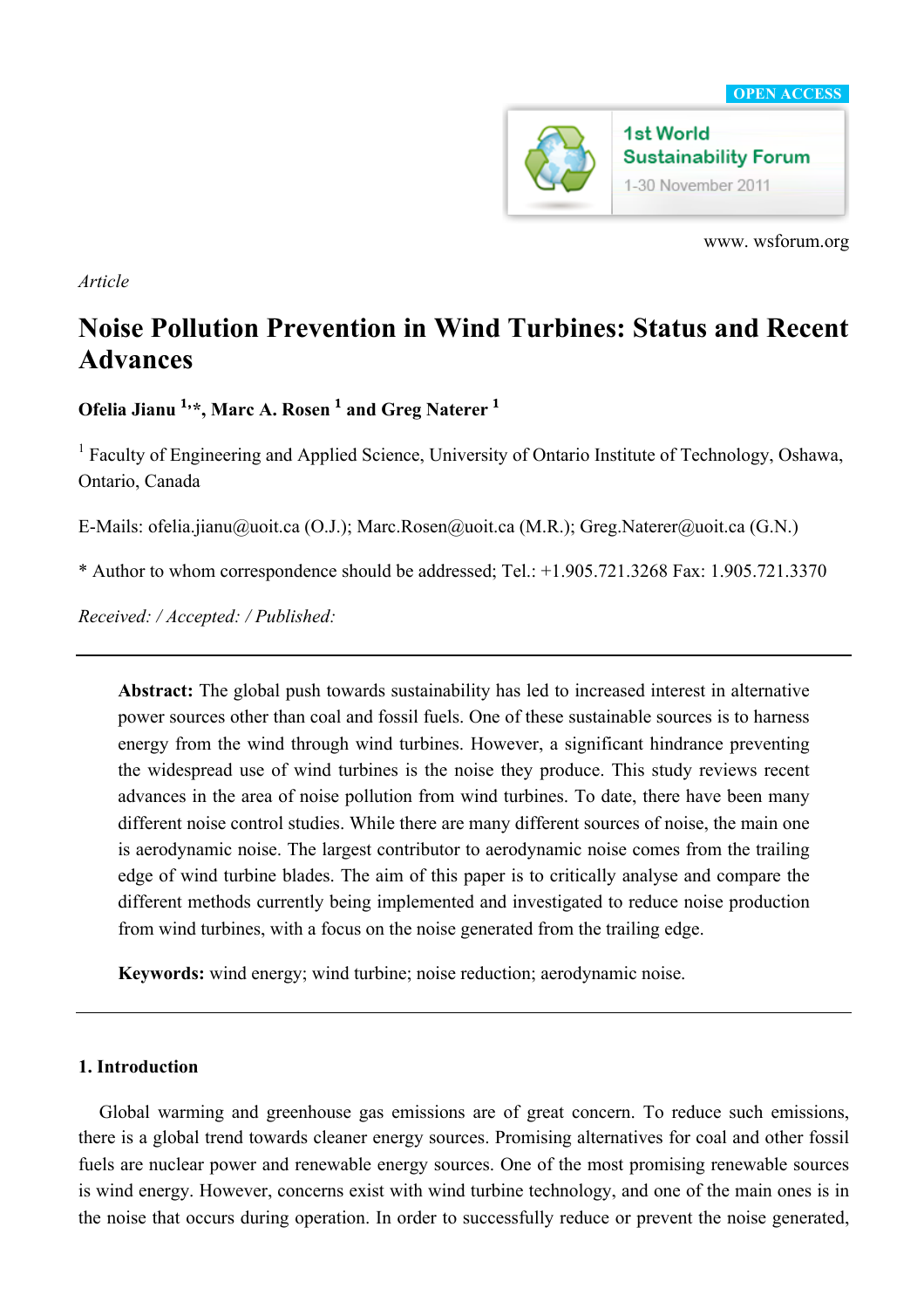OPEN ACCESS

1st World Sustainability Forum

1-30 November 2011

www. wsforum.org

*Article*

# Noise Pollution Prevention in Wind Turbines: Status and Recent Advances

**Ofelia Jianu [1,]*, Marc A. Rosen [1] and Greg Naterer [1]**

[1] Faculty of Engineering and Applied Science, University of Ontario Institute of Technology, Oshawa, Ontario, Canada

E-Mails: ofelia.jianu@uoit.ca (O.J.); Marc.Rosen@uoit.ca (M.R.); Greg.Naterer@uoit.ca (G.N.)

* Author to whom correspondence should be addressed; Tel.: +1.905.721.3268 Fax: 1.905.721.3370

*Received: / Accepted: / Published:*

---

**Abstract:** The global push towards sustainability has led to increased interest in alternative power sources other than coal and fossil fuels. One of these sustainable sources is to harness energy from the wind through wind turbines. However, a significant hindrance preventing the widespread use of wind turbines is the noise they produce. This study reviews recent advances in the area of noise pollution from wind turbines. To date, there have been many different noise control studies. While there are many different sources of noise, the main one is aerodynamic noise. The largest contributor to aerodynamic noise comes from the trailing edge of wind turbine blades. The aim of this paper is to critically analyse and compare the different methods currently being implemented and investigated to reduce noise production from wind turbines, with a focus on the noise generated from the trailing edge.

**Keywords:** wind energy; wind turbine; noise reduction; aerodynamic noise.

---

## 1. Introduction

Global warming and greenhouse gas emissions are of great concern. To reduce such emissions, there is a global trend towards cleaner energy sources. Promising alternatives for coal and other fossil fuels are nuclear power and renewable energy sources. One of the most promising renewable sources is wind energy. However, concerns exist with wind turbine technology, and one of the main ones is in the noise that occurs during operation. In order to successfully reduce or prevent the noise generated,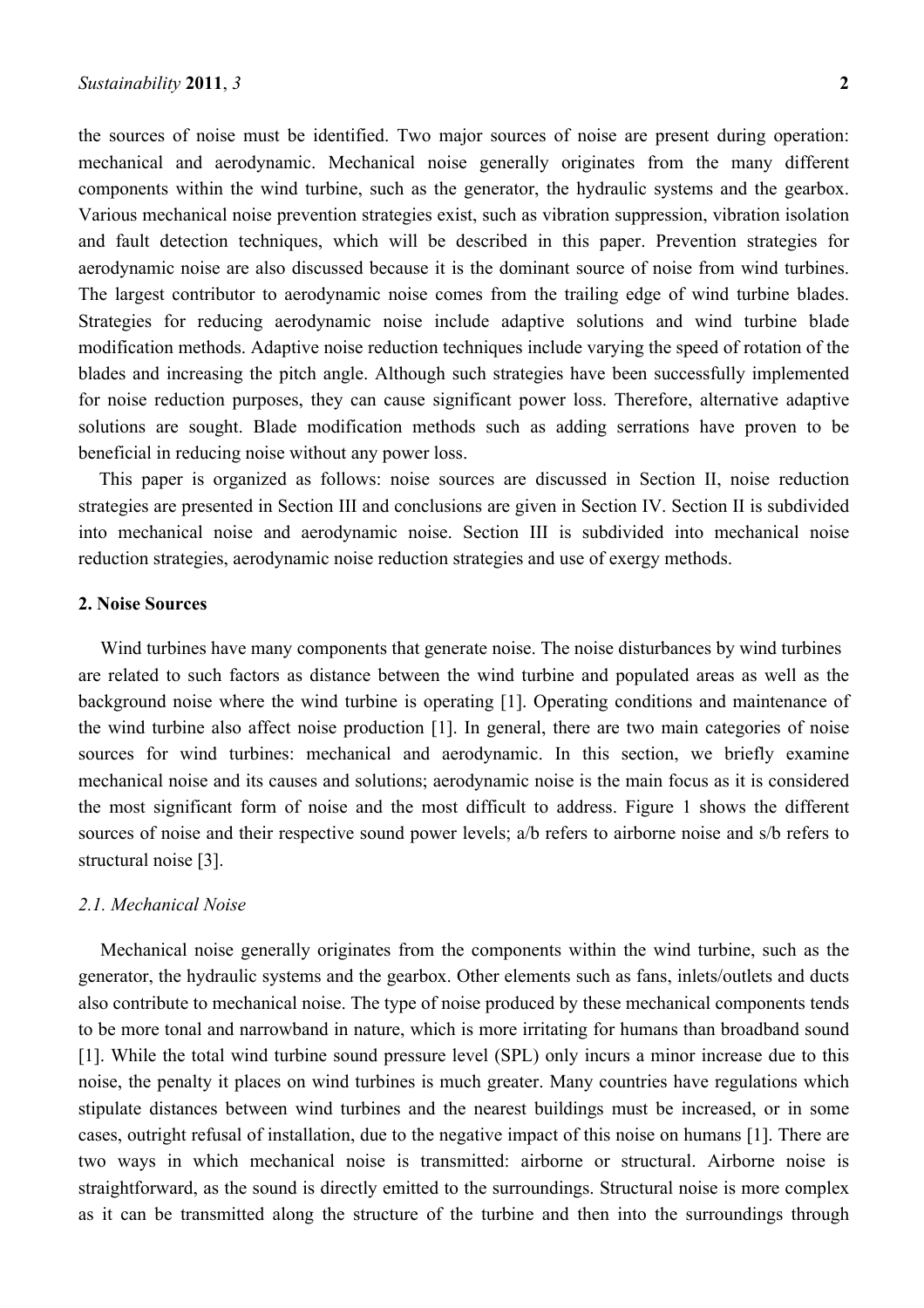the sources of noise must be identified. Two major sources of noise are present during operation: mechanical and aerodynamic. Mechanical noise generally originates from the many different components within the wind turbine, such as the generator, the hydraulic systems and the gearbox. Various mechanical noise prevention strategies exist, such as vibration suppression, vibration isolation and fault detection techniques, which will be described in this paper. Prevention strategies for aerodynamic noise are also discussed because it is the dominant source of noise from wind turbines. The largest contributor to aerodynamic noise comes from the trailing edge of wind turbine blades. Strategies for reducing aerodynamic noise include adaptive solutions and wind turbine blade modification methods. Adaptive noise reduction techniques include varying the speed of rotation of the blades and increasing the pitch angle. Although such strategies have been successfully implemented for noise reduction purposes, they can cause significant power loss. Therefore, alternative adaptive solutions are sought. Blade modification methods such as adding serrations have proven to be beneficial in reducing noise without any power loss.

This paper is organized as follows: noise sources are discussed in Section II, noise reduction strategies are presented in Section III and conclusions are given in Section IV. Section II is subdivided into mechanical noise and aerodynamic noise. Section III is subdivided into mechanical noise reduction strategies, aerodynamic noise reduction strategies and use of exergy methods.

## 2. Noise Sources

Wind turbines have many components that generate noise. The noise disturbances by wind turbines are related to such factors as distance between the wind turbine and populated areas as well as the background noise where the wind turbine is operating [1]. Operating conditions and maintenance of the wind turbine also affect noise production [1]. In general, there are two main categories of noise sources for wind turbines: mechanical and aerodynamic. In this section, we briefly examine mechanical noise and its causes and solutions; aerodynamic noise is the main focus as it is considered the most significant form of noise and the most difficult to address. Figure 1 shows the different sources of noise and their respective sound power levels; a/b refers to airborne noise and s/b refers to structural noise [3].

### *2.1. Mechanical Noise*

Mechanical noise generally originates from the components within the wind turbine, such as the generator, the hydraulic systems and the gearbox. Other elements such as fans, inlets/outlets and ducts also contribute to mechanical noise. The type of noise produced by these mechanical components tends to be more tonal and narrowband in nature, which is more irritating for humans than broadband sound [1]. While the total wind turbine sound pressure level (SPL) only incurs a minor increase due to this noise, the penalty it places on wind turbines is much greater. Many countries have regulations which stipulate distances between wind turbines and the nearest buildings must be increased, or in some cases, outright refusal of installation, due to the negative impact of this noise on humans [1]. There are two ways in which mechanical noise is transmitted: airborne or structural. Airborne noise is straightforward, as the sound is directly emitted to the surroundings. Structural noise is more complex as it can be transmitted along the structure of the turbine and then into the surroundings through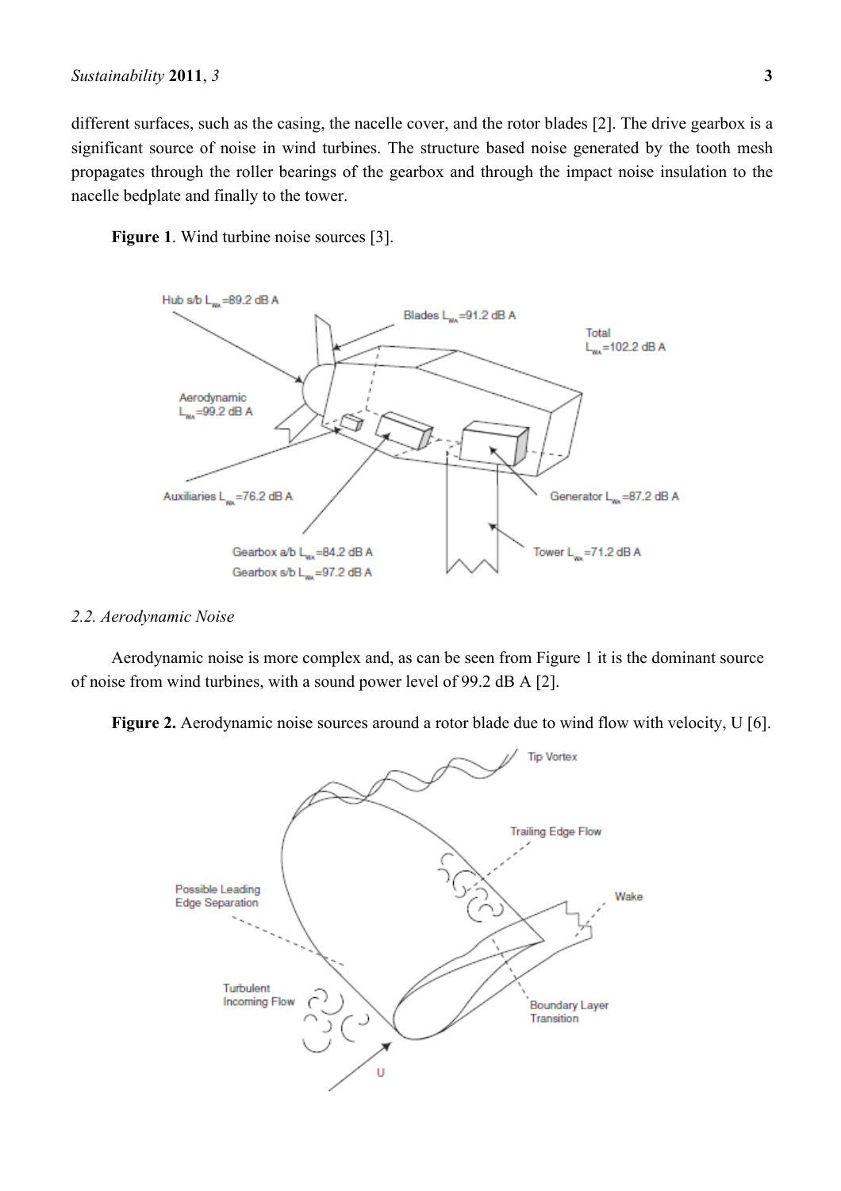different surfaces, such as the casing, the nacelle cover, and the rotor blades [2]. The drive gearbox is a significant source of noise in wind turbines. The structure based noise generated by the tooth mesh propagates through the roller bearings of the gearbox and through the impact noise insulation to the nacelle bedplate and finally to the tower.

**Figure 1**. Wind turbine noise sources [3].

### 2.2. Aerodynamic Noise

Aerodynamic noise is more complex and, as can be seen from Figure 1 it is the dominant source of noise from wind turbines, with a sound power level of 99.2 dB A [2].

**Figure 2.** Aerodynamic noise sources around a rotor blade due to wind flow with velocity, U [6].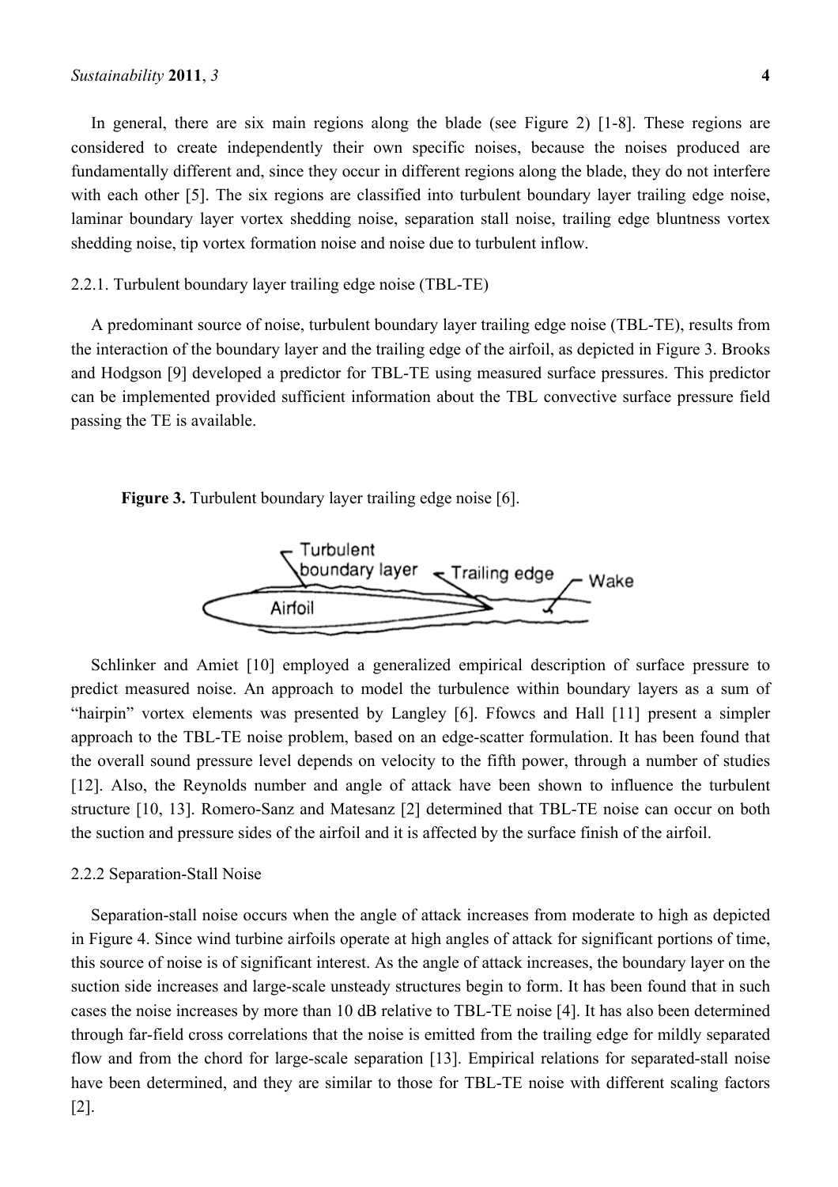In general, there are six main regions along the blade (see Figure 2) [1-8]. These regions are considered to create independently their own specific noises, because the noises produced are fundamentally different and, since they occur in different regions along the blade, they do not interfere with each other [5]. The six regions are classified into turbulent boundary layer trailing edge noise, laminar boundary layer vortex shedding noise, separation stall noise, trailing edge bluntness vortex shedding noise, tip vortex formation noise and noise due to turbulent inflow.

### 2.2.1. Turbulent boundary layer trailing edge noise (TBL-TE)

A predominant source of noise, turbulent boundary layer trailing edge noise (TBL-TE), results from the interaction of the boundary layer and the trailing edge of the airfoil, as depicted in Figure 3. Brooks and Hodgson [9] developed a predictor for TBL-TE using measured surface pressures. This predictor can be implemented provided sufficient information about the TBL convective surface pressure field passing the TE is available.

**Figure 3.** Turbulent boundary layer trailing edge noise [6].

Schlinker and Amiet [10] employed a generalized empirical description of surface pressure to predict measured noise. An approach to model the turbulence within boundary layers as a sum of "hairpin" vortex elements was presented by Langley [6]. Ffowcs and Hall [11] present a simpler approach to the TBL-TE noise problem, based on an edge-scatter formulation. It has been found that the overall sound pressure level depends on velocity to the fifth power, through a number of studies [12]. Also, the Reynolds number and angle of attack have been shown to influence the turbulent structure [10, 13]. Romero-Sanz and Matesanz [2] determined that TBL-TE noise can occur on both the suction and pressure sides of the airfoil and it is affected by the surface finish of the airfoil.

### 2.2.2 Separation-Stall Noise

Separation-stall noise occurs when the angle of attack increases from moderate to high as depicted in Figure 4. Since wind turbine airfoils operate at high angles of attack for significant portions of time, this source of noise is of significant interest. As the angle of attack increases, the boundary layer on the suction side increases and large-scale unsteady structures begin to form. It has been found that in such cases the noise increases by more than 10 dB relative to TBL-TE noise [4]. It has also been determined through far-field cross correlations that the noise is emitted from the trailing edge for mildly separated flow and from the chord for large-scale separation [13]. Empirical relations for separated-stall noise have been determined, and they are similar to those for TBL-TE noise with different scaling factors [2].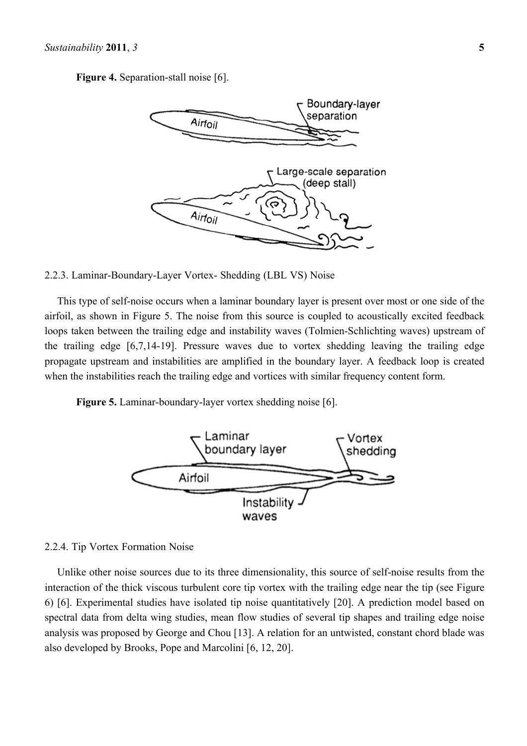**Figure 4.** Separation-stall noise [6].

### 2.2.3. Laminar-Boundary-Layer Vortex- Shedding (LBL VS) Noise

This type of self-noise occurs when a laminar boundary layer is present over most or one side of the airfoil, as shown in Figure 5. The noise from this source is coupled to acoustically excited feedback loops taken between the trailing edge and instability waves (Tolmien-Schlichting waves) upstream of the trailing edge [6,7,14-19]. Pressure waves due to vortex shedding leaving the trailing edge propagate upstream and instabilities are amplified in the boundary layer. A feedback loop is created when the instabilities reach the trailing edge and vortices with similar frequency content form.

**Figure 5.** Laminar-boundary-layer vortex shedding noise [6].

### 2.2.4. Tip Vortex Formation Noise

Unlike other noise sources due to its three dimensionality, this source of self-noise results from the interaction of the thick viscous turbulent core tip vortex with the trailing edge near the tip (see Figure 6) [6]. Experimental studies have isolated tip noise quantitatively [20]. A prediction model based on spectral data from delta wing studies, mean flow studies of several tip shapes and trailing edge noise analysis was proposed by George and Chou [13]. A relation for an untwisted, constant chord blade was also developed by Brooks, Pope and Marcolini [6, 12, 20].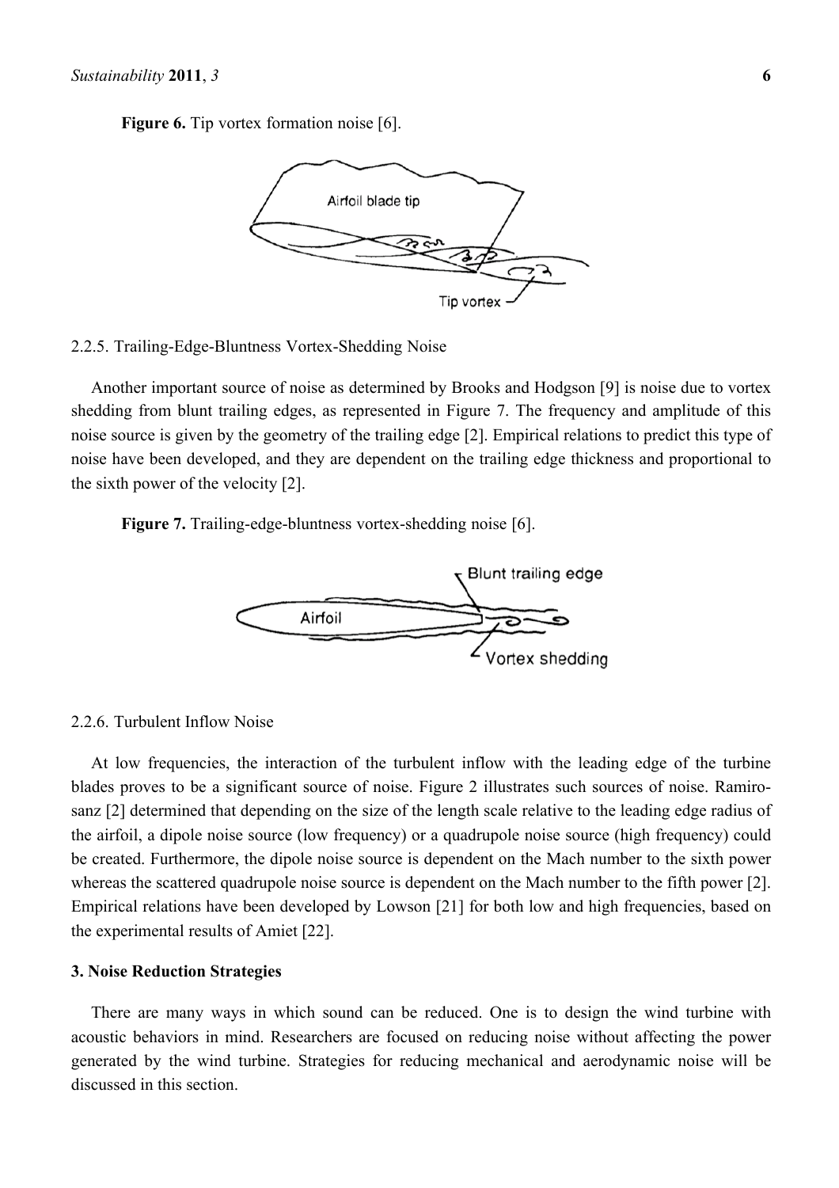**Figure 6.** Tip vortex formation noise [6].

2.2.5. Trailing-Edge-Bluntness Vortex-Shedding Noise

Another important source of noise as determined by Brooks and Hodgson [9] is noise due to vortex shedding from blunt trailing edges, as represented in Figure 7. The frequency and amplitude of this noise source is given by the geometry of the trailing edge [2]. Empirical relations to predict this type of noise have been developed, and they are dependent on the trailing edge thickness and proportional to the sixth power of the velocity [2].

**Figure 7.** Trailing-edge-bluntness vortex-shedding noise [6].

2.2.6. Turbulent Inflow Noise

At low frequencies, the interaction of the turbulent inflow with the leading edge of the turbine blades proves to be a significant source of noise. Figure 2 illustrates such sources of noise. Ramiro-sanz [2] determined that depending on the size of the length scale relative to the leading edge radius of the airfoil, a dipole noise source (low frequency) or a quadrupole noise source (high frequency) could be created. Furthermore, the dipole noise source is dependent on the Mach number to the sixth power whereas the scattered quadrupole noise source is dependent on the Mach number to the fifth power [2]. Empirical relations have been developed by Lowson [21] for both low and high frequencies, based on the experimental results of Amiet [22].

## 3. Noise Reduction Strategies

There are many ways in which sound can be reduced. One is to design the wind turbine with acoustic behaviors in mind. Researchers are focused on reducing noise without affecting the power generated by the wind turbine. Strategies for reducing mechanical and aerodynamic noise will be discussed in this section.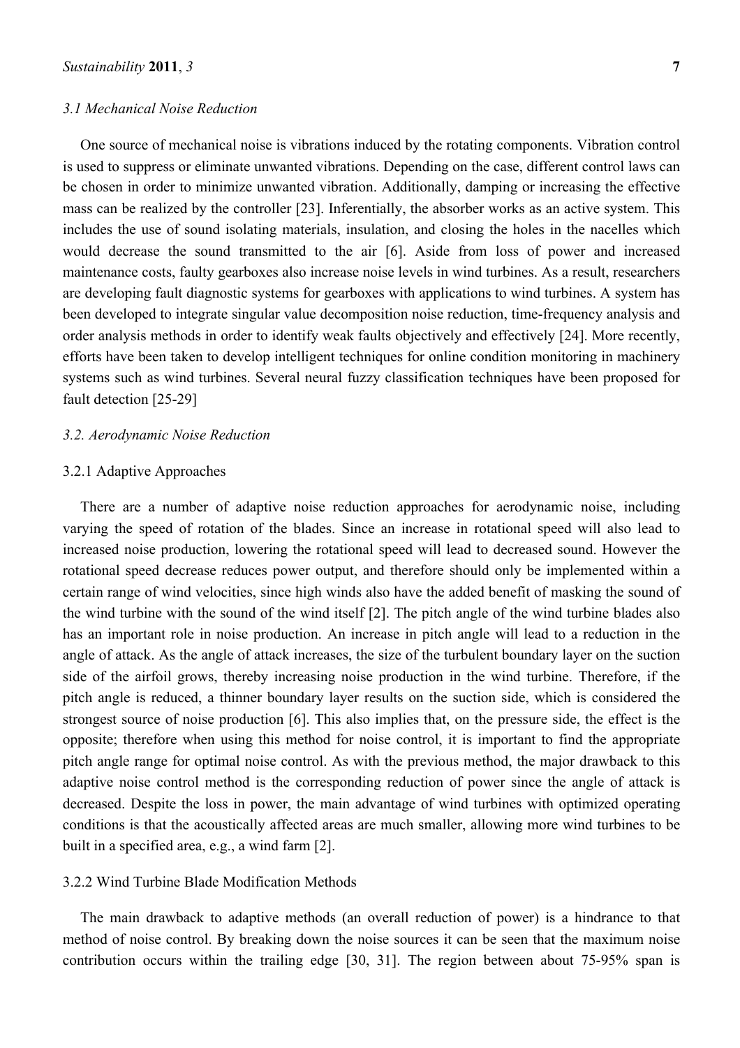### *3.1 Mechanical Noise Reduction*

One source of mechanical noise is vibrations induced by the rotating components. Vibration control is used to suppress or eliminate unwanted vibrations. Depending on the case, different control laws can be chosen in order to minimize unwanted vibration. Additionally, damping or increasing the effective mass can be realized by the controller [23]. Inferentially, the absorber works as an active system. This includes the use of sound isolating materials, insulation, and closing the holes in the nacelles which would decrease the sound transmitted to the air [6]. Aside from loss of power and increased maintenance costs, faulty gearboxes also increase noise levels in wind turbines. As a result, researchers are developing fault diagnostic systems for gearboxes with applications to wind turbines. A system has been developed to integrate singular value decomposition noise reduction, time-frequency analysis and order analysis methods in order to identify weak faults objectively and effectively [24]. More recently, efforts have been taken to develop intelligent techniques for online condition monitoring in machinery systems such as wind turbines. Several neural fuzzy classification techniques have been proposed for fault detection [25-29]

### *3.2. Aerodynamic Noise Reduction*

#### 3.2.1 Adaptive Approaches

There are a number of adaptive noise reduction approaches for aerodynamic noise, including varying the speed of rotation of the blades. Since an increase in rotational speed will also lead to increased noise production, lowering the rotational speed will lead to decreased sound. However the rotational speed decrease reduces power output, and therefore should only be implemented within a certain range of wind velocities, since high winds also have the added benefit of masking the sound of the wind turbine with the sound of the wind itself [2]. The pitch angle of the wind turbine blades also has an important role in noise production. An increase in pitch angle will lead to a reduction in the angle of attack. As the angle of attack increases, the size of the turbulent boundary layer on the suction side of the airfoil grows, thereby increasing noise production in the wind turbine. Therefore, if the pitch angle is reduced, a thinner boundary layer results on the suction side, which is considered the strongest source of noise production [6]. This also implies that, on the pressure side, the effect is the opposite; therefore when using this method for noise control, it is important to find the appropriate pitch angle range for optimal noise control. As with the previous method, the major drawback to this adaptive noise control method is the corresponding reduction of power since the angle of attack is decreased. Despite the loss in power, the main advantage of wind turbines with optimized operating conditions is that the acoustically affected areas are much smaller, allowing more wind turbines to be built in a specified area, e.g., a wind farm [2].

#### 3.2.2 Wind Turbine Blade Modification Methods

The main drawback to adaptive methods (an overall reduction of power) is a hindrance to that method of noise control. By breaking down the noise sources it can be seen that the maximum noise contribution occurs within the trailing edge [30, 31]. The region between about 75-95% span is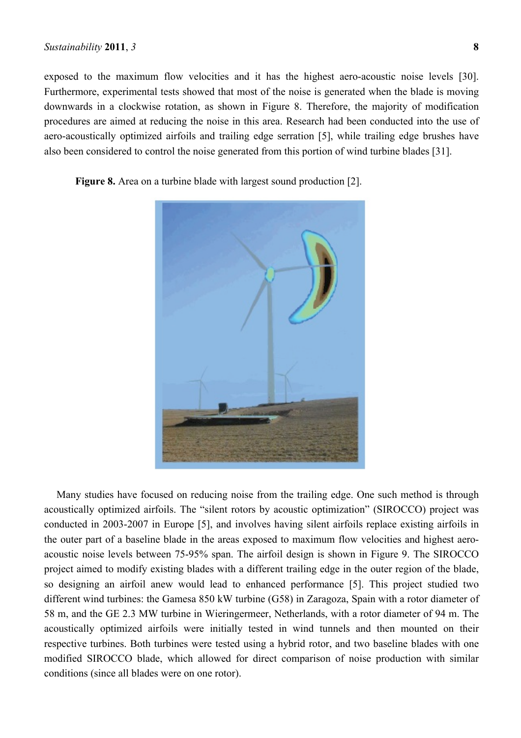exposed to the maximum flow velocities and it has the highest aero-acoustic noise levels [30]. Furthermore, experimental tests showed that most of the noise is generated when the blade is moving downwards in a clockwise rotation, as shown in Figure 8. Therefore, the majority of modification procedures are aimed at reducing the noise in this area. Research had been conducted into the use of aero-acoustically optimized airfoils and trailing edge serration [5], while trailing edge brushes have also been considered to control the noise generated from this portion of wind turbine blades [31].

**Figure 8.** Area on a turbine blade with largest sound production [2].

Many studies have focused on reducing noise from the trailing edge. One such method is through acoustically optimized airfoils. The "silent rotors by acoustic optimization" (SIROCCO) project was conducted in 2003-2007 in Europe [5], and involves having silent airfoils replace existing airfoils in the outer part of a baseline blade in the areas exposed to maximum flow velocities and highest aero-acoustic noise levels between 75-95% span. The airfoil design is shown in Figure 9. The SIROCCO project aimed to modify existing blades with a different trailing edge in the outer region of the blade, so designing an airfoil anew would lead to enhanced performance [5]. This project studied two different wind turbines: the Gamesa 850 kW turbine (G58) in Zaragoza, Spain with a rotor diameter of 58 m, and the GE 2.3 MW turbine in Wieringermeer, Netherlands, with a rotor diameter of 94 m. The acoustically optimized airfoils were initially tested in wind tunnels and then mounted on their respective turbines. Both turbines were tested using a hybrid rotor, and two baseline blades with one modified SIROCCO blade, which allowed for direct comparison of noise production with similar conditions (since all blades were on one rotor).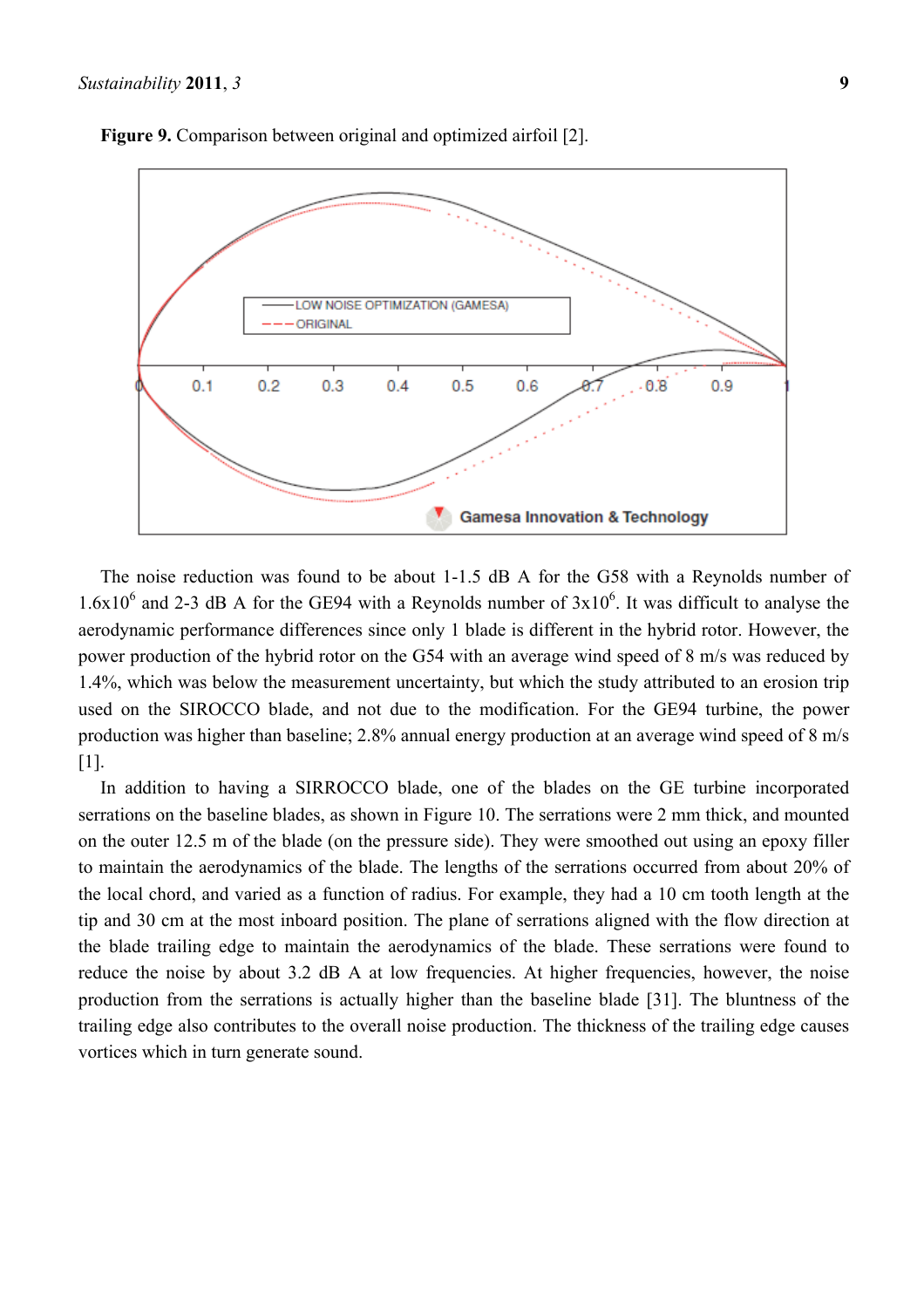**Figure 9.** Comparison between original and optimized airfoil [2].

The noise reduction was found to be about 1-1.5 dB A for the G58 with a Reynolds number of $1.6 \times 10^6$ and 2-3 dB A for the GE94 with a Reynolds number of $3 \times 10^6$. It was difficult to analyse the aerodynamic performance differences since only 1 blade is different in the hybrid rotor. However, the power production of the hybrid rotor on the G54 with an average wind speed of 8 m/s was reduced by 1.4%, which was below the measurement uncertainty, but which the study attributed to an erosion trip used on the SIROCCO blade, and not due to the modification. For the GE94 turbine, the power production was higher than baseline; 2.8% annual energy production at an average wind speed of 8 m/s [1].

In addition to having a SIRROCCO blade, one of the blades on the GE turbine incorporated serrations on the baseline blades, as shown in Figure 10. The serrations were 2 mm thick, and mounted on the outer 12.5 m of the blade (on the pressure side). They were smoothed out using an epoxy filler to maintain the aerodynamics of the blade. The lengths of the serrations occurred from about 20% of the local chord, and varied as a function of radius. For example, they had a 10 cm tooth length at the tip and 30 cm at the most inboard position. The plane of serrations aligned with the flow direction at the blade trailing edge to maintain the aerodynamics of the blade. These serrations were found to reduce the noise by about 3.2 dB A at low frequencies. At higher frequencies, however, the noise production from the serrations is actually higher than the baseline blade [31]. The bluntness of the trailing edge also contributes to the overall noise production. The thickness of the trailing edge causes vortices which in turn generate sound.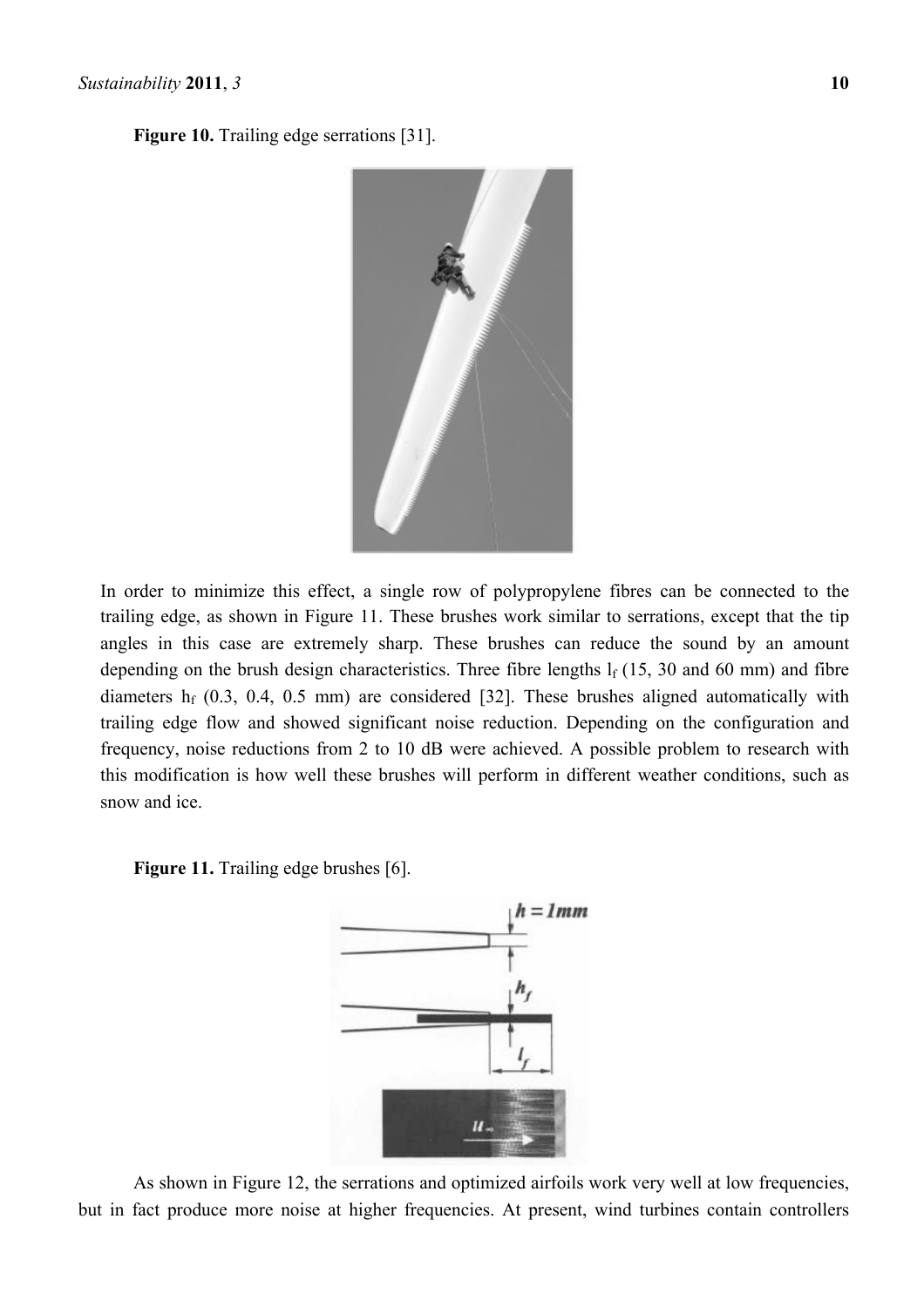**Figure 10.** Trailing edge serrations [31].

In order to minimize this effect, a single row of polypropylene fibres can be connected to the trailing edge, as shown in Figure 11. These brushes work similar to serrations, except that the tip angles in this case are extremely sharp. These brushes can reduce the sound by an amount depending on the brush design characteristics. Three fibre lengths $l_f$ (15, 30 and 60 mm) and fibre diameters $h_f$ (0.3, 0.4, 0.5 mm) are considered [32]. These brushes aligned automatically with trailing edge flow and showed significant noise reduction. Depending on the configuration and frequency, noise reductions from 2 to 10 dB were achieved. A possible problem to research with this modification is how well these brushes will perform in different weather conditions, such as snow and ice.

**Figure 11.** Trailing edge brushes [6].

As shown in Figure 12, the serrations and optimized airfoils work very well at low frequencies, but in fact produce more noise at higher frequencies. At present, wind turbines contain controllers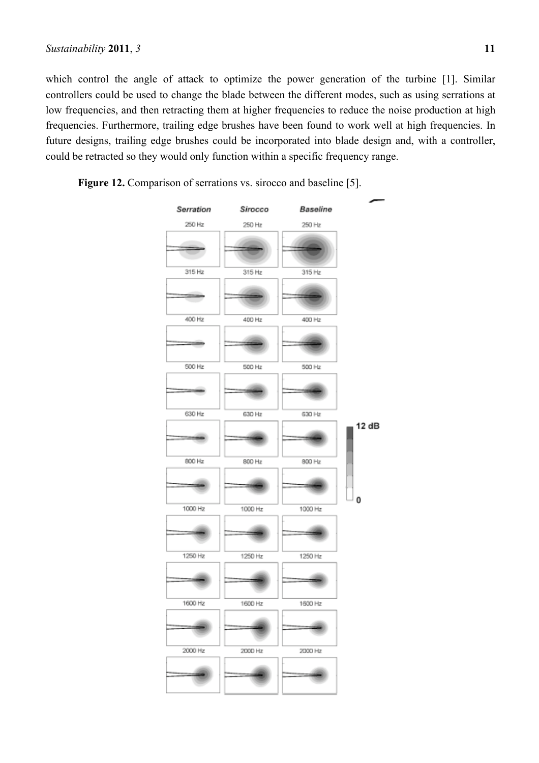which control the angle of attack to optimize the power generation of the turbine [1]. Similar controllers could be used to change the blade between the different modes, such as using serrations at low frequencies, and then retracting them at higher frequencies to reduce the noise production at high frequencies. Furthermore, trailing edge brushes have been found to work well at high frequencies. In future designs, trailing edge brushes could be incorporated into blade design and, with a controller, could be retracted so they would only function within a specific frequency range.

**Figure 12.** Comparison of serrations vs. sirocco and baseline [5].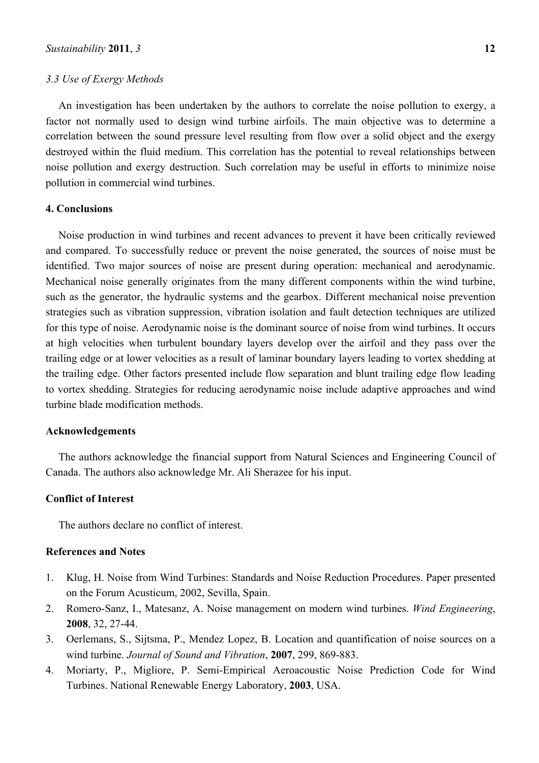### 3.3 Use of Exergy Methods

An investigation has been undertaken by the authors to correlate the noise pollution to exergy, a factor not normally used to design wind turbine airfoils. The main objective was to determine a correlation between the sound pressure level resulting from flow over a solid object and the exergy destroyed within the fluid medium. This correlation has the potential to reveal relationships between noise pollution and exergy destruction. Such correlation may be useful in efforts to minimize noise pollution in commercial wind turbines.

## 4. Conclusions

Noise production in wind turbines and recent advances to prevent it have been critically reviewed and compared. To successfully reduce or prevent the noise generated, the sources of noise must be identified. Two major sources of noise are present during operation: mechanical and aerodynamic. Mechanical noise generally originates from the many different components within the wind turbine, such as the generator, the hydraulic systems and the gearbox. Different mechanical noise prevention strategies such as vibration suppression, vibration isolation and fault detection techniques are utilized for this type of noise. Aerodynamic noise is the dominant source of noise from wind turbines. It occurs at high velocities when turbulent boundary layers develop over the airfoil and they pass over the trailing edge or at lower velocities as a result of laminar boundary layers leading to vortex shedding at the trailing edge. Other factors presented include flow separation and blunt trailing edge flow leading to vortex shedding. Strategies for reducing aerodynamic noise include adaptive approaches and wind turbine blade modification methods.

## Acknowledgements

The authors acknowledge the financial support from Natural Sciences and Engineering Council of Canada. The authors also acknowledge Mr. Ali Sherazee for his input.

## Conflict of Interest

The authors declare no conflict of interest.

## References and Notes

1. Klug, H. Noise from Wind Turbines: Standards and Noise Reduction Procedures. Paper presented on the Forum Acusticum, 2002, Sevilla, Spain.
2. Romero-Sanz, I., Matesanz, A. Noise management on modern wind turbines. *Wind Engineering*, **2008**, 32, 27-44.
3. Oerlemans, S., Sijtsma, P., Mendez Lopez, B. Location and quantification of noise sources on a wind turbine. *Journal of Sound and Vibration*, **2007**, 299, 869-883.
4. Moriarty, P., Migliore, P. Semi-Empirical Aeroacoustic Noise Prediction Code for Wind Turbines. National Renewable Energy Laboratory, **2003**, USA.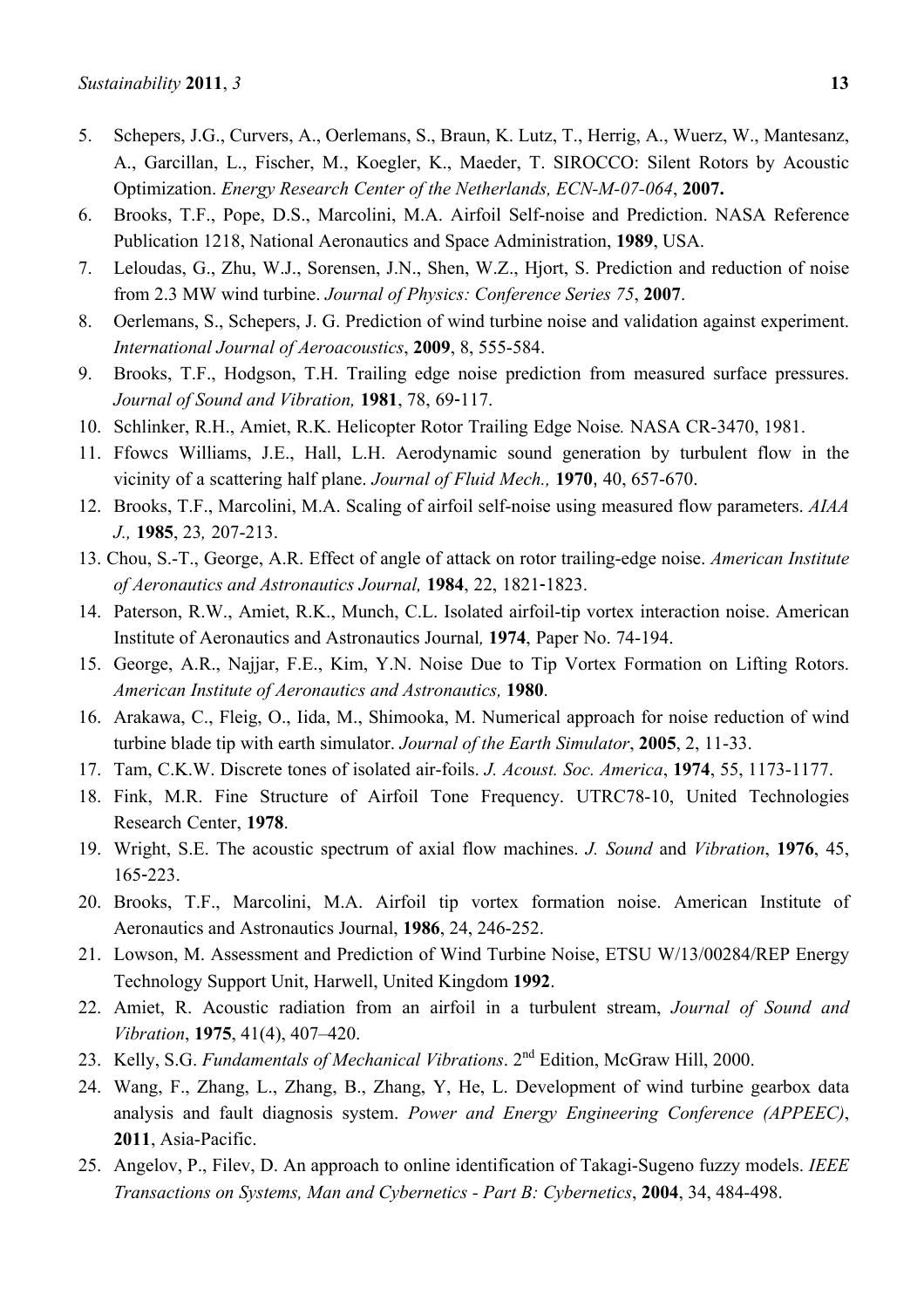5. Schepers, J.G., Curvers, A., Oerlemans, S., Braun, K. Lutz, T., Herrig, A., Wuerz, W., Mantesanz, A., Garcillan, L., Fischer, M., Koegler, K., Maeder, T. SIROCCO: Silent Rotors by Acoustic Optimization. *Energy Research Center of the Netherlands, ECN-M-07-064*, **2007.**
6. Brooks, T.F., Pope, D.S., Marcolini, M.A. Airfoil Self-noise and Prediction. NASA Reference Publication 1218, National Aeronautics and Space Administration, **1989**, USA.
7. Leloudas, G., Zhu, W.J., Sorensen, J.N., Shen, W.Z., Hjort, S. Prediction and reduction of noise from 2.3 MW wind turbine. *Journal of Physics: Conference Series 75*, **2007**.
8. Oerlemans, S., Schepers, J. G. Prediction of wind turbine noise and validation against experiment. *International Journal of Aeroacoustics*, **2009**, 8, 555-584.
9. Brooks, T.F., Hodgson, T.H. Trailing edge noise prediction from measured surface pressures. *Journal of Sound and Vibration,* **1981**, 78, 69-117.
10. Schlinker, R.H., Amiet, R.K. Helicopter Rotor Trailing Edge Noise*.* NASA CR-3470, 1981.
11. Ffowcs Williams, J.E., Hall, L.H. Aerodynamic sound generation by turbulent flow in the vicinity of a scattering half plane. *Journal of Fluid Mech.,* **1970**, 40, 657-670.
12. Brooks, T.F., Marcolini, M.A. Scaling of airfoil self-noise using measured flow parameters. *AIAA J.,* **1985**, 23*,* 207-213.
13. Chou, S.-T., George, A.R. Effect of angle of attack on rotor trailing-edge noise. *American Institute of Aeronautics and Astronautics Journal,* **1984**, 22, 1821-1823.
14. Paterson, R.W., Amiet, R.K., Munch, C.L. Isolated airfoil-tip vortex interaction noise. American Institute of Aeronautics and Astronautics Journal*,* **1974**, Paper No. 74-194.
15. George, A.R., Najjar, F.E., Kim, Y.N. Noise Due to Tip Vortex Formation on Lifting Rotors. *American Institute of Aeronautics and Astronautics,* **1980**.
16. Arakawa, C., Fleig, O., Iida, M., Shimooka, M. Numerical approach for noise reduction of wind turbine blade tip with earth simulator. *Journal of the Earth Simulator*, **2005**, 2, 11-33.
17. Tam, C.K.W. Discrete tones of isolated air-foils. *J. Acoust. Soc. America*, **1974**, 55, 1173-1177.
18. Fink, M.R. Fine Structure of Airfoil Tone Frequency. UTRC78-10, United Technologies Research Center, **1978**.
19. Wright, S.E. The acoustic spectrum of axial flow machines. *J. Sound* and *Vibration*, **1976**, 45, 165-223.
20. Brooks, T.F., Marcolini, M.A. Airfoil tip vortex formation noise. American Institute of Aeronautics and Astronautics Journal, **1986**, 24, 246-252.
21. Lowson, M. Assessment and Prediction of Wind Turbine Noise, ETSU W/13/00284/REP Energy Technology Support Unit, Harwell, United Kingdom **1992**.
22. Amiet, R. Acoustic radiation from an airfoil in a turbulent stream, *Journal of Sound and Vibration*, **1975**, 41(4), 407–420.
23. Kelly, S.G. *Fundamentals of Mechanical Vibrations*. 2nd Edition, McGraw Hill, 2000.
24. Wang, F., Zhang, L., Zhang, B., Zhang, Y, He, L. Development of wind turbine gearbox data analysis and fault diagnosis system. *Power and Energy Engineering Conference (APPEEC)*, **2011**, Asia-Pacific.
25. Angelov, P., Filev, D. An approach to online identification of Takagi-Sugeno fuzzy models. *IEEE Transactions on Systems, Man and Cybernetics - Part B: Cybernetics*, **2004**, 34, 484-498.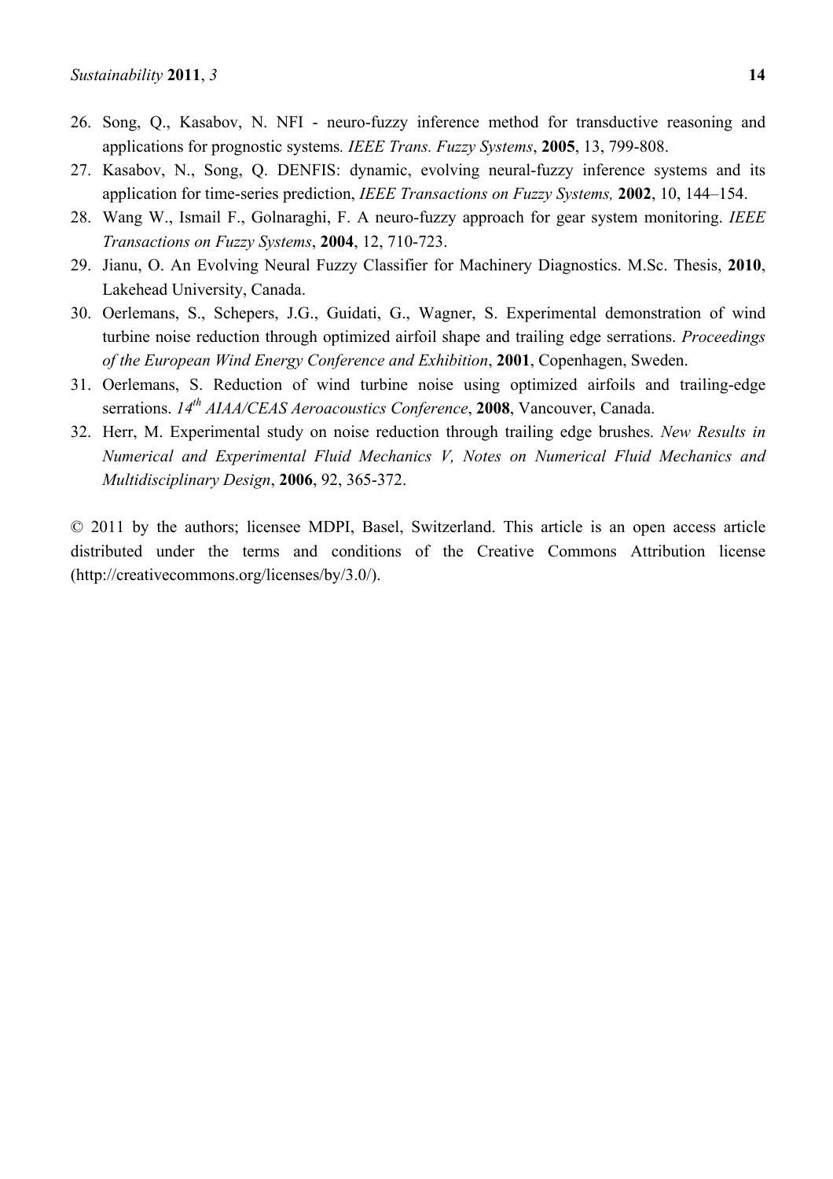26. Song, Q., Kasabov, N. NFI - neuro-fuzzy inference method for transductive reasoning and applications for prognostic systems. *IEEE Trans. Fuzzy Systems*, **2005**, 13, 799-808.
27. Kasabov, N., Song, Q. DENFIS: dynamic, evolving neural-fuzzy inference systems and its application for time-series prediction, *IEEE Transactions on Fuzzy Systems,* **2002**, 10, 144–154.
28. Wang W., Ismail F., Golnaraghi, F. A neuro-fuzzy approach for gear system monitoring. *IEEE Transactions on Fuzzy Systems*, **2004**, 12, 710-723.
29. Jianu, O. An Evolving Neural Fuzzy Classifier for Machinery Diagnostics. M.Sc. Thesis, **2010**, Lakehead University, Canada.
30. Oerlemans, S., Schepers, J.G., Guidati, G., Wagner, S. Experimental demonstration of wind turbine noise reduction through optimized airfoil shape and trailing edge serrations. *Proceedings of the European Wind Energy Conference and Exhibition*, **2001**, Copenhagen, Sweden.
31. Oerlemans, S. Reduction of wind turbine noise using optimized airfoils and trailing-edge serrations. *14th AIAA/CEAS Aeroacoustics Conference*, **2008**, Vancouver, Canada.
32. Herr, M. Experimental study on noise reduction through trailing edge brushes. *New Results in Numerical and Experimental Fluid Mechanics V, Notes on Numerical Fluid Mechanics and Multidisciplinary Design*, **2006**, 92, 365-372.

© 2011 by the authors; licensee MDPI, Basel, Switzerland. This article is an open access article distributed under the terms and conditions of the Creative Commons Attribution license (http://creativecommons.org/licenses/by/3.0/).